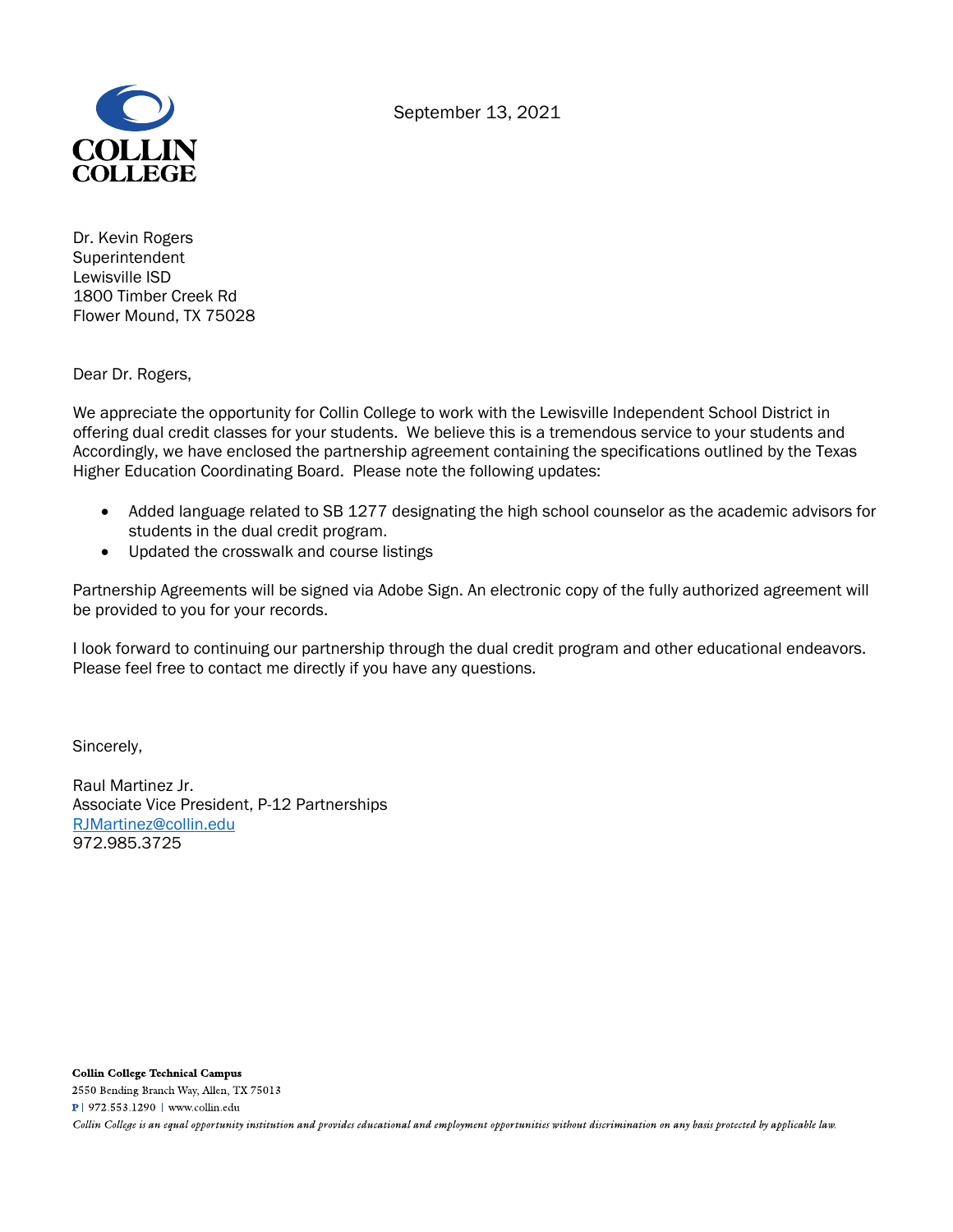COLLIN
COLLEGE

September 13, 2021

Dr. Kevin Rogers
Superintendent
Lewisville ISD
1800 Timber Creek Rd
Flower Mound, TX 75028

Dear Dr. Rogers,

We appreciate the opportunity for Collin College to work with the Lewisville Independent School District in offering dual credit classes for your students. We believe this is a tremendous service to your students and Accordingly, we have enclosed the partnership agreement containing the specifications outlined by the Texas Higher Education Coordinating Board. Please note the following updates:

- Added language related to SB 1277 designating the high school counselor as the academic advisors for students in the dual credit program.
- Updated the crosswalk and course listings

Partnership Agreements will be signed via Adobe Sign. An electronic copy of the fully authorized agreement will be provided to you for your records.

I look forward to continuing our partnership through the dual credit program and other educational endeavors. Please feel free to contact me directly if you have any questions.

Sincerely,

Raul Martinez Jr.
Associate Vice President, P-12 Partnerships
RJMartinez@collin.edu
972.985.3725

**Collin College Technical Campus**
2550 Bending Branch Way, Allen, TX 75013
P | 972.553.1290 | www.collin.edu
*Collin College is an equal opportunity institution and provides educational and employment opportunities without discrimination on any basis protected by applicable law.*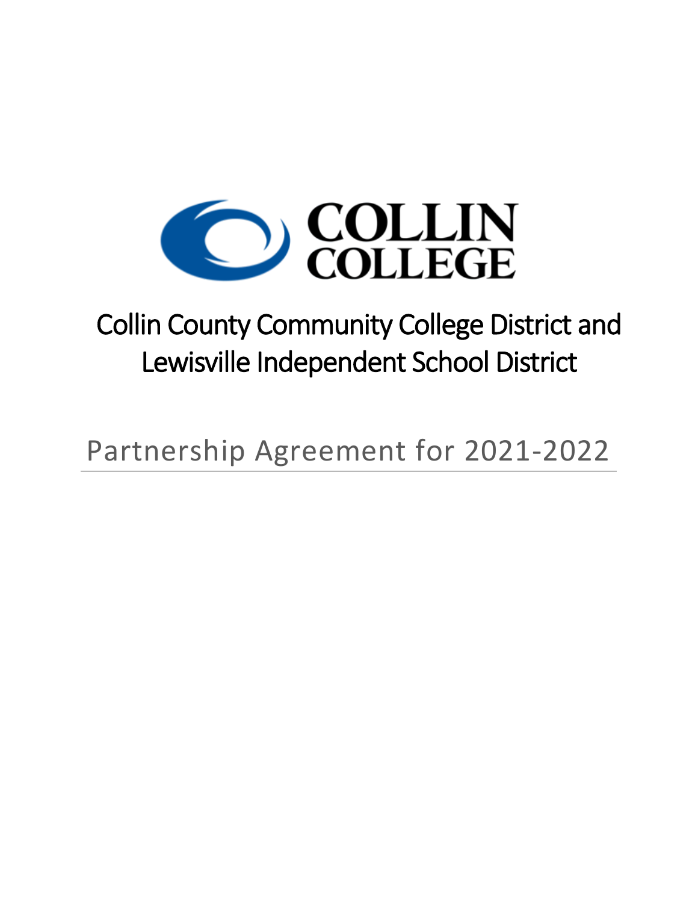# Collin County Community College District and Lewisville Independent School District

## Partnership Agreement for 2021-2022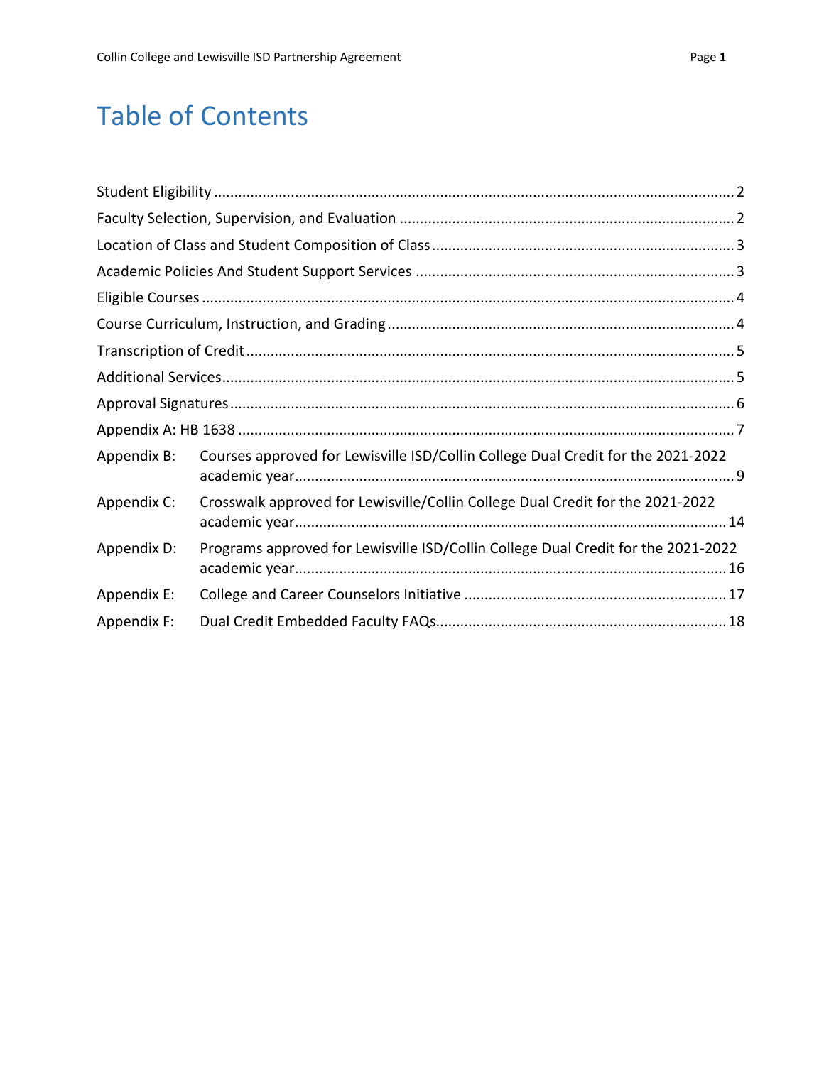# Table of Contents

Student Eligibility ........................................................................................................................ 2

Faculty Selection, Supervision, and Evaluation ........................................................................... 2

Location of Class and Student Composition of Class .................................................................. 3

Academic Policies And Student Support Services ....................................................................... 3

Eligible Courses ........................................................................................................................... 4

Course Curriculum, Instruction, and Grading .............................................................................. 4

Transcription of Credit ................................................................................................................. 5

Additional Services ....................................................................................................................... 5

Approval Signatures ..................................................................................................................... 6

Appendix A: HB 1638 ................................................................................................................... 7

Appendix B: Courses approved for Lewisville ISD/Collin College Dual Credit for the 2021-2022 academic year ........................................................................................................... 9

Appendix C: Crosswalk approved for Lewisville/Collin College Dual Credit for the 2021-2022 academic year ......................................................................................................... 14

Appendix D: Programs approved for Lewisville ISD/Collin College Dual Credit for the 2021-2022 academic year ......................................................................................................... 16

Appendix E: College and Career Counselors Initiative ............................................................... 17

Appendix F: Dual Credit Embedded Faculty FAQs ...................................................................... 18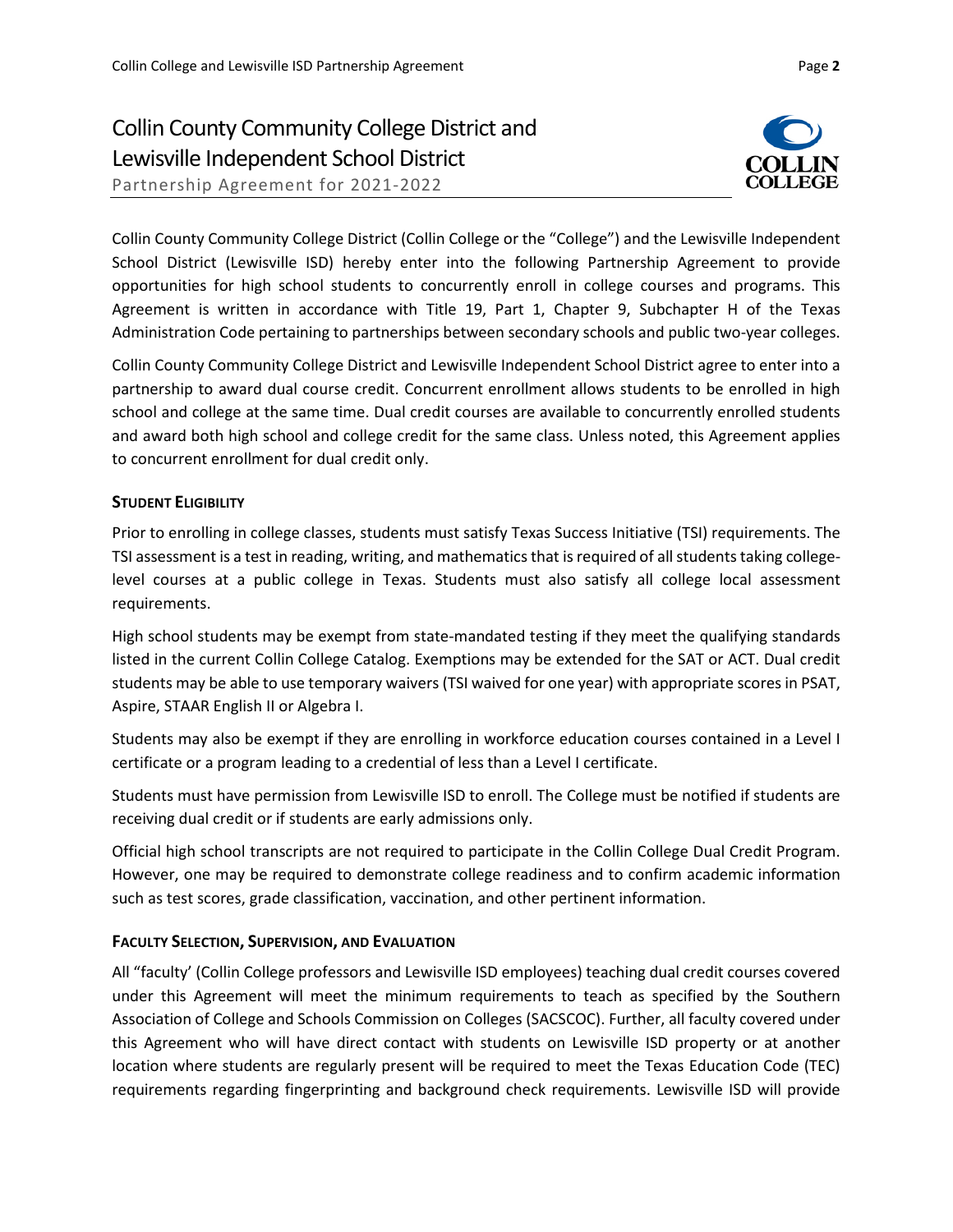# Collin County Community College District and Lewisville Independent School District

Partnership Agreement for 2021-2022

Collin County Community College District (Collin College or the "College") and the Lewisville Independent School District (Lewisville ISD) hereby enter into the following Partnership Agreement to provide opportunities for high school students to concurrently enroll in college courses and programs. This Agreement is written in accordance with Title 19, Part 1, Chapter 9, Subchapter H of the Texas Administration Code pertaining to partnerships between secondary schools and public two-year colleges.

Collin County Community College District and Lewisville Independent School District agree to enter into a partnership to award dual course credit. Concurrent enrollment allows students to be enrolled in high school and college at the same time. Dual credit courses are available to concurrently enrolled students and award both high school and college credit for the same class. Unless noted, this Agreement applies to concurrent enrollment for dual credit only.

## STUDENT ELIGIBILITY

Prior to enrolling in college classes, students must satisfy Texas Success Initiative (TSI) requirements. The TSI assessment is a test in reading, writing, and mathematics that is required of all students taking college-level courses at a public college in Texas. Students must also satisfy all college local assessment requirements.

High school students may be exempt from state-mandated testing if they meet the qualifying standards listed in the current Collin College Catalog. Exemptions may be extended for the SAT or ACT. Dual credit students may be able to use temporary waivers (TSI waived for one year) with appropriate scores in PSAT, Aspire, STAAR English II or Algebra I.

Students may also be exempt if they are enrolling in workforce education courses contained in a Level I certificate or a program leading to a credential of less than a Level I certificate.

Students must have permission from Lewisville ISD to enroll. The College must be notified if students are receiving dual credit or if students are early admissions only.

Official high school transcripts are not required to participate in the Collin College Dual Credit Program. However, one may be required to demonstrate college readiness and to confirm academic information such as test scores, grade classification, vaccination, and other pertinent information.

## FACULTY SELECTION, SUPERVISION, AND EVALUATION

All "faculty' (Collin College professors and Lewisville ISD employees) teaching dual credit courses covered under this Agreement will meet the minimum requirements to teach as specified by the Southern Association of College and Schools Commission on Colleges (SACSCOC). Further, all faculty covered under this Agreement who will have direct contact with students on Lewisville ISD property or at another location where students are regularly present will be required to meet the Texas Education Code (TEC) requirements regarding fingerprinting and background check requirements. Lewisville ISD will provide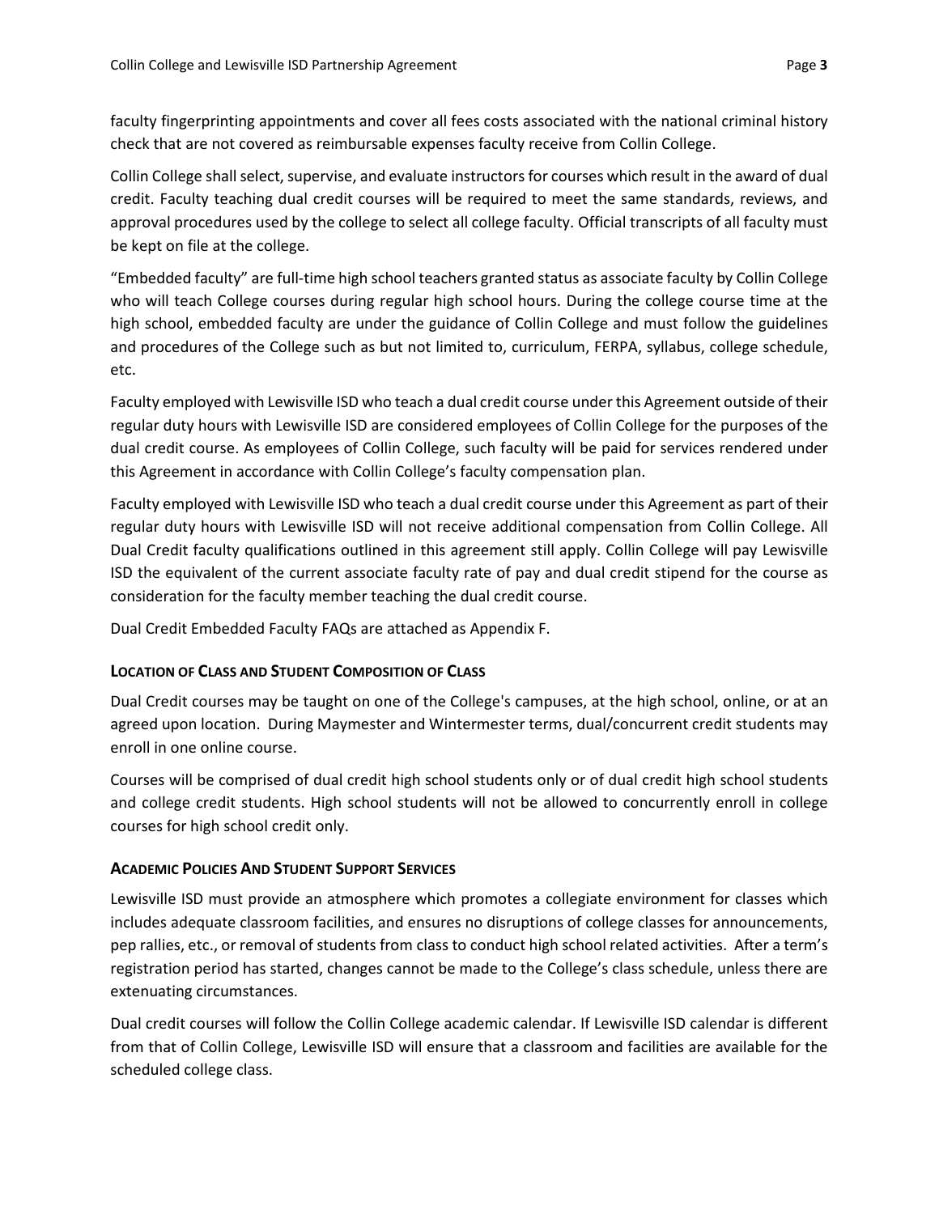faculty fingerprinting appointments and cover all fees costs associated with the national criminal history check that are not covered as reimbursable expenses faculty receive from Collin College.

Collin College shall select, supervise, and evaluate instructors for courses which result in the award of dual credit. Faculty teaching dual credit courses will be required to meet the same standards, reviews, and approval procedures used by the college to select all college faculty. Official transcripts of all faculty must be kept on file at the college.

"Embedded faculty" are full-time high school teachers granted status as associate faculty by Collin College who will teach College courses during regular high school hours. During the college course time at the high school, embedded faculty are under the guidance of Collin College and must follow the guidelines and procedures of the College such as but not limited to, curriculum, FERPA, syllabus, college schedule, etc.

Faculty employed with Lewisville ISD who teach a dual credit course under this Agreement outside of their regular duty hours with Lewisville ISD are considered employees of Collin College for the purposes of the dual credit course. As employees of Collin College, such faculty will be paid for services rendered under this Agreement in accordance with Collin College's faculty compensation plan.

Faculty employed with Lewisville ISD who teach a dual credit course under this Agreement as part of their regular duty hours with Lewisville ISD will not receive additional compensation from Collin College. All Dual Credit faculty qualifications outlined in this agreement still apply. Collin College will pay Lewisville ISD the equivalent of the current associate faculty rate of pay and dual credit stipend for the course as consideration for the faculty member teaching the dual credit course.

Dual Credit Embedded Faculty FAQs are attached as Appendix F.

## Location of Class and Student Composition of Class

Dual Credit courses may be taught on one of the College's campuses, at the high school, online, or at an agreed upon location. During Maymester and Wintermester terms, dual/concurrent credit students may enroll in one online course.

Courses will be comprised of dual credit high school students only or of dual credit high school students and college credit students. High school students will not be allowed to concurrently enroll in college courses for high school credit only.

## Academic Policies And Student Support Services

Lewisville ISD must provide an atmosphere which promotes a collegiate environment for classes which includes adequate classroom facilities, and ensures no disruptions of college classes for announcements, pep rallies, etc., or removal of students from class to conduct high school related activities. After a term's registration period has started, changes cannot be made to the College's class schedule, unless there are extenuating circumstances.

Dual credit courses will follow the Collin College academic calendar. If Lewisville ISD calendar is different from that of Collin College, Lewisville ISD will ensure that a classroom and facilities are available for the scheduled college class.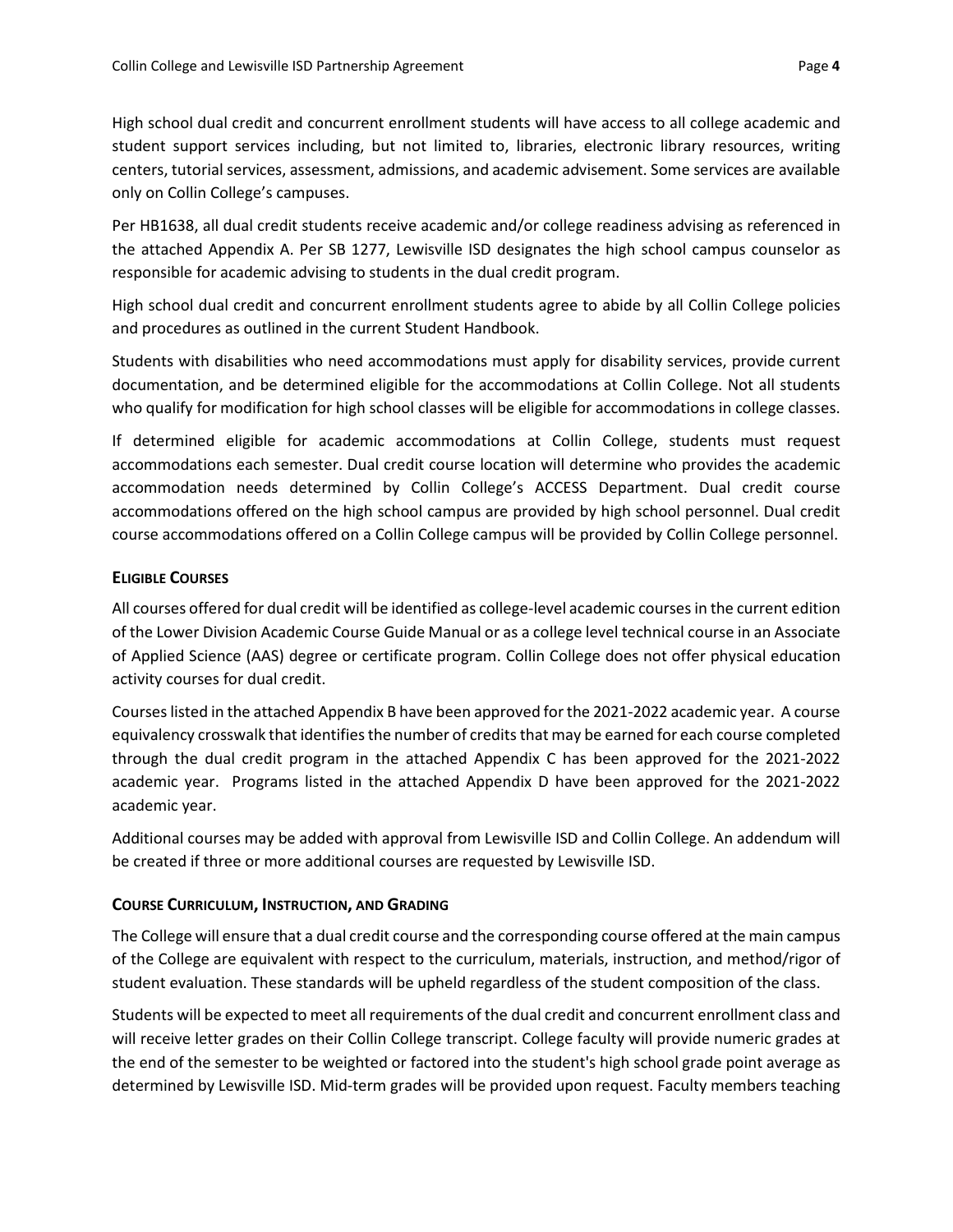High school dual credit and concurrent enrollment students will have access to all college academic and student support services including, but not limited to, libraries, electronic library resources, writing centers, tutorial services, assessment, admissions, and academic advisement. Some services are available only on Collin College's campuses.

Per HB1638, all dual credit students receive academic and/or college readiness advising as referenced in the attached Appendix A. Per SB 1277, Lewisville ISD designates the high school campus counselor as responsible for academic advising to students in the dual credit program.

High school dual credit and concurrent enrollment students agree to abide by all Collin College policies and procedures as outlined in the current Student Handbook.

Students with disabilities who need accommodations must apply for disability services, provide current documentation, and be determined eligible for the accommodations at Collin College. Not all students who qualify for modification for high school classes will be eligible for accommodations in college classes.

If determined eligible for academic accommodations at Collin College, students must request accommodations each semester. Dual credit course location will determine who provides the academic accommodation needs determined by Collin College's ACCESS Department. Dual credit course accommodations offered on the high school campus are provided by high school personnel. Dual credit course accommodations offered on a Collin College campus will be provided by Collin College personnel.

## Eligible Courses

All courses offered for dual credit will be identified as college-level academic courses in the current edition of the Lower Division Academic Course Guide Manual or as a college level technical course in an Associate of Applied Science (AAS) degree or certificate program. Collin College does not offer physical education activity courses for dual credit.

Courses listed in the attached Appendix B have been approved for the 2021-2022 academic year. A course equivalency crosswalk that identifies the number of credits that may be earned for each course completed through the dual credit program in the attached Appendix C has been approved for the 2021-2022 academic year. Programs listed in the attached Appendix D have been approved for the 2021-2022 academic year.

Additional courses may be added with approval from Lewisville ISD and Collin College. An addendum will be created if three or more additional courses are requested by Lewisville ISD.

## Course Curriculum, Instruction, and Grading

The College will ensure that a dual credit course and the corresponding course offered at the main campus of the College are equivalent with respect to the curriculum, materials, instruction, and method/rigor of student evaluation. These standards will be upheld regardless of the student composition of the class.

Students will be expected to meet all requirements of the dual credit and concurrent enrollment class and will receive letter grades on their Collin College transcript. College faculty will provide numeric grades at the end of the semester to be weighted or factored into the student's high school grade point average as determined by Lewisville ISD. Mid-term grades will be provided upon request. Faculty members teaching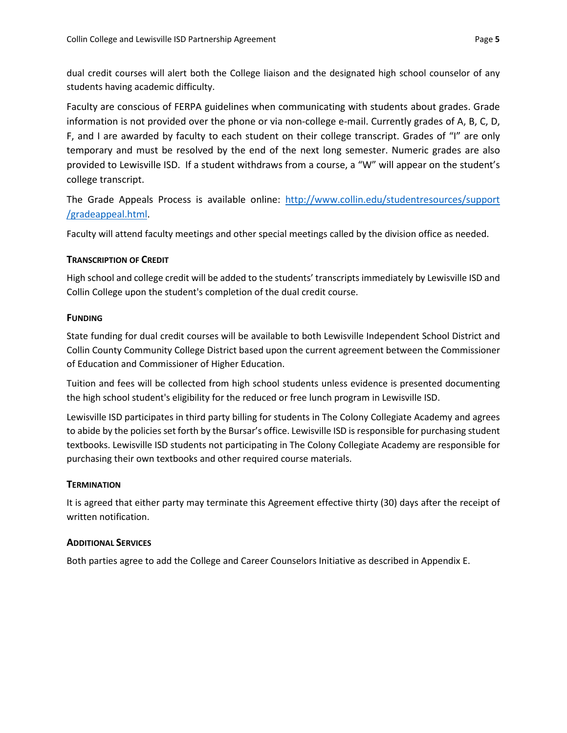dual credit courses will alert both the College liaison and the designated high school counselor of any students having academic difficulty.

Faculty are conscious of FERPA guidelines when communicating with students about grades. Grade information is not provided over the phone or via non-college e-mail. Currently grades of A, B, C, D, F, and I are awarded by faculty to each student on their college transcript. Grades of "I" are only temporary and must be resolved by the end of the next long semester. Numeric grades are also provided to Lewisville ISD. If a student withdraws from a course, a "W" will appear on the student's college transcript.

The Grade Appeals Process is available online: [http://www.collin.edu/studentresources/support/gradeappeal.html](http://www.collin.edu/studentresources/support/gradeappeal.html).

Faculty will attend faculty meetings and other special meetings called by the division office as needed.

### Transcription of Credit

High school and college credit will be added to the students' transcripts immediately by Lewisville ISD and Collin College upon the student's completion of the dual credit course.

### Funding

State funding for dual credit courses will be available to both Lewisville Independent School District and Collin County Community College District based upon the current agreement between the Commissioner of Education and Commissioner of Higher Education.

Tuition and fees will be collected from high school students unless evidence is presented documenting the high school student's eligibility for the reduced or free lunch program in Lewisville ISD.

Lewisville ISD participates in third party billing for students in The Colony Collegiate Academy and agrees to abide by the policies set forth by the Bursar's office. Lewisville ISD is responsible for purchasing student textbooks. Lewisville ISD students not participating in The Colony Collegiate Academy are responsible for purchasing their own textbooks and other required course materials.

### Termination

It is agreed that either party may terminate this Agreement effective thirty (30) days after the receipt of written notification.

### Additional Services

Both parties agree to add the College and Career Counselors Initiative as described in Appendix E.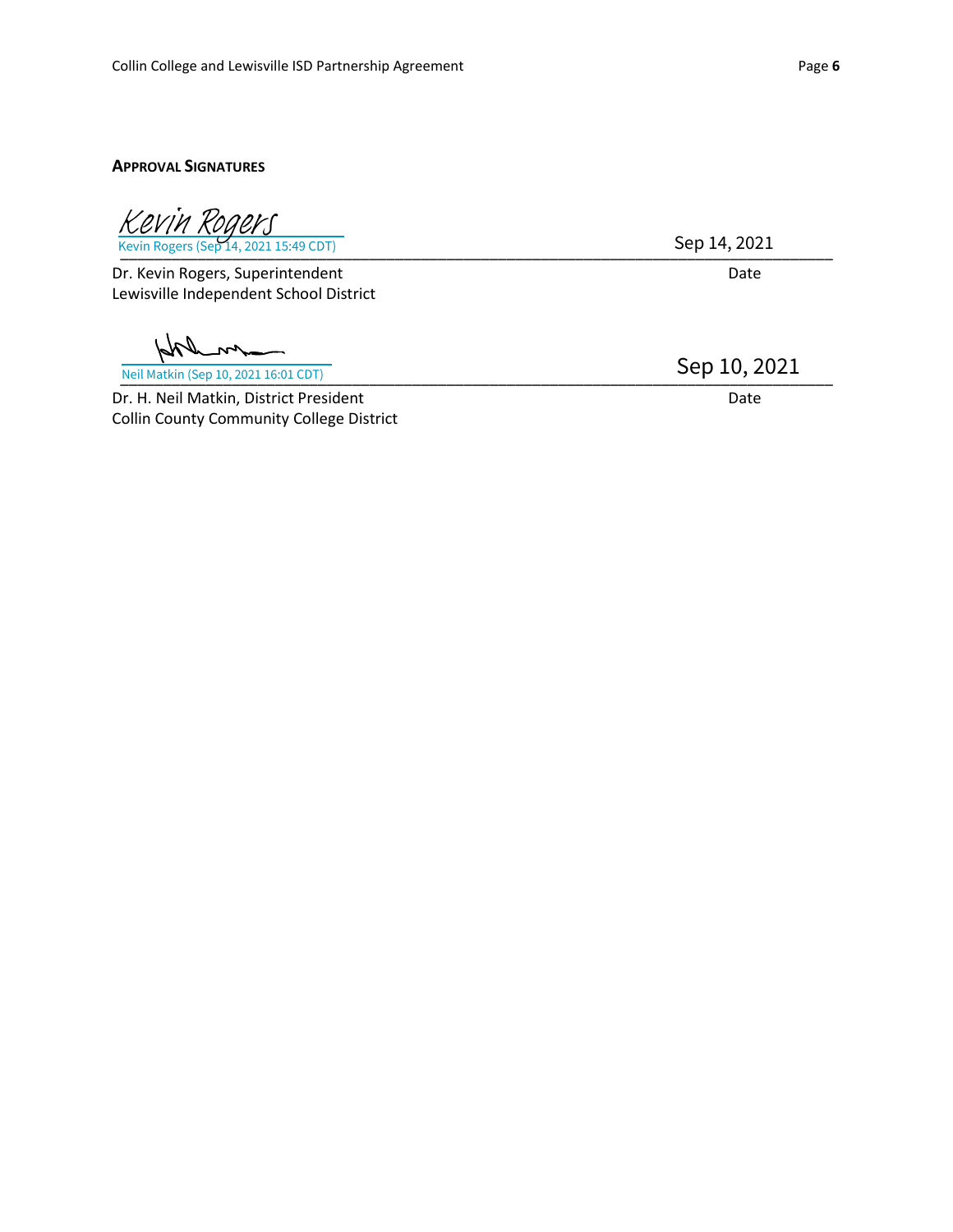**APPROVAL SIGNATURES**

Kevin Rogers
Kevin Rogers (Sep 14, 2021 15:49 CDT)

Sep 14, 2021

Dr. Kevin Rogers, Superintendent
Lewisville Independent School District

Date

Neil Matkin (Sep 10, 2021 16:01 CDT)

Sep 10, 2021

Dr. H. Neil Matkin, District President
Collin County Community College District

Date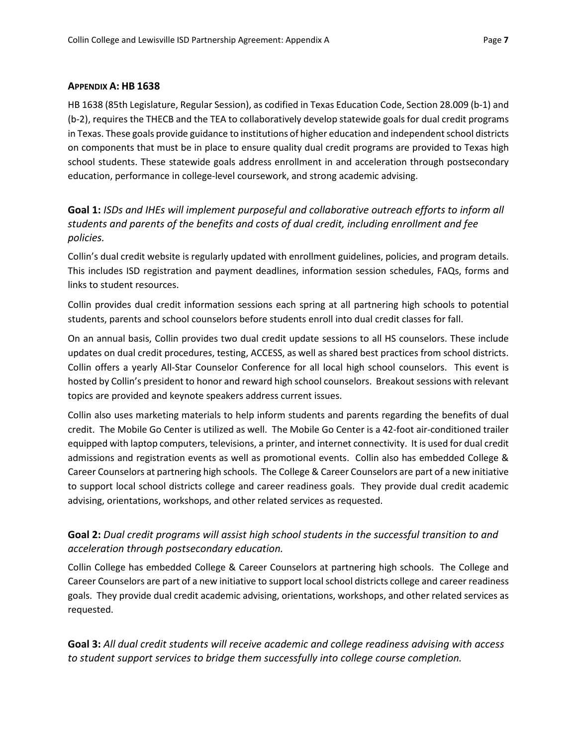## Appendix A: HB 1638

HB 1638 (85th Legislature, Regular Session), as codified in Texas Education Code, Section 28.009 (b-1) and (b-2), requires the THECB and the TEA to collaboratively develop statewide goals for dual credit programs in Texas. These goals provide guidance to institutions of higher education and independent school districts on components that must be in place to ensure quality dual credit programs are provided to Texas high school students. These statewide goals address enrollment in and acceleration through postsecondary education, performance in college-level coursework, and strong academic advising.

### **Goal 1:** *ISDs and IHEs will implement purposeful and collaborative outreach efforts to inform all students and parents of the benefits and costs of dual credit, including enrollment and fee policies.*

Collin's dual credit website is regularly updated with enrollment guidelines, policies, and program details. This includes ISD registration and payment deadlines, information session schedules, FAQs, forms and links to student resources.

Collin provides dual credit information sessions each spring at all partnering high schools to potential students, parents and school counselors before students enroll into dual credit classes for fall.

On an annual basis, Collin provides two dual credit update sessions to all HS counselors. These include updates on dual credit procedures, testing, ACCESS, as well as shared best practices from school districts. Collin offers a yearly All-Star Counselor Conference for all local high school counselors. This event is hosted by Collin's president to honor and reward high school counselors. Breakout sessions with relevant topics are provided and keynote speakers address current issues.

Collin also uses marketing materials to help inform students and parents regarding the benefits of dual credit. The Mobile Go Center is utilized as well. The Mobile Go Center is a 42-foot air-conditioned trailer equipped with laptop computers, televisions, a printer, and internet connectivity. It is used for dual credit admissions and registration events as well as promotional events. Collin also has embedded College & Career Counselors at partnering high schools. The College & Career Counselors are part of a new initiative to support local school districts college and career readiness goals. They provide dual credit academic advising, orientations, workshops, and other related services as requested.

### **Goal 2:** *Dual credit programs will assist high school students in the successful transition to and acceleration through postsecondary education.*

Collin College has embedded College & Career Counselors at partnering high schools. The College and Career Counselors are part of a new initiative to support local school districts college and career readiness goals. They provide dual credit academic advising, orientations, workshops, and other related services as requested.

### **Goal 3:** *All dual credit students will receive academic and college readiness advising with access to student support services to bridge them successfully into college course completion.*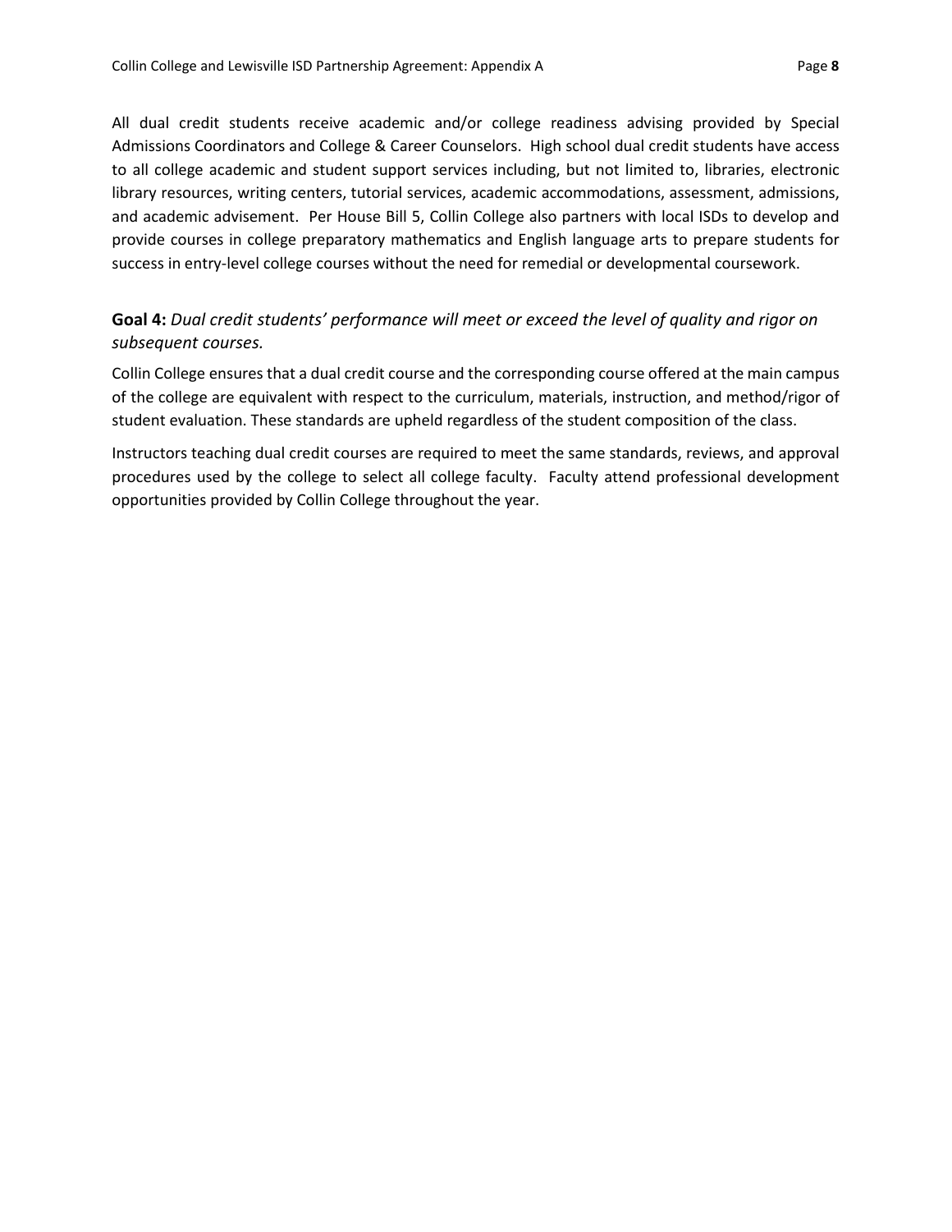All dual credit students receive academic and/or college readiness advising provided by Special Admissions Coordinators and College & Career Counselors. High school dual credit students have access to all college academic and student support services including, but not limited to, libraries, electronic library resources, writing centers, tutorial services, academic accommodations, assessment, admissions, and academic advisement. Per House Bill 5, Collin College also partners with local ISDs to develop and provide courses in college preparatory mathematics and English language arts to prepare students for success in entry-level college courses without the need for remedial or developmental coursework.

### **Goal 4:** *Dual credit students' performance will meet or exceed the level of quality and rigor on subsequent courses.*

Collin College ensures that a dual credit course and the corresponding course offered at the main campus of the college are equivalent with respect to the curriculum, materials, instruction, and method/rigor of student evaluation. These standards are upheld regardless of the student composition of the class.

Instructors teaching dual credit courses are required to meet the same standards, reviews, and approval procedures used by the college to select all college faculty. Faculty attend professional development opportunities provided by Collin College throughout the year.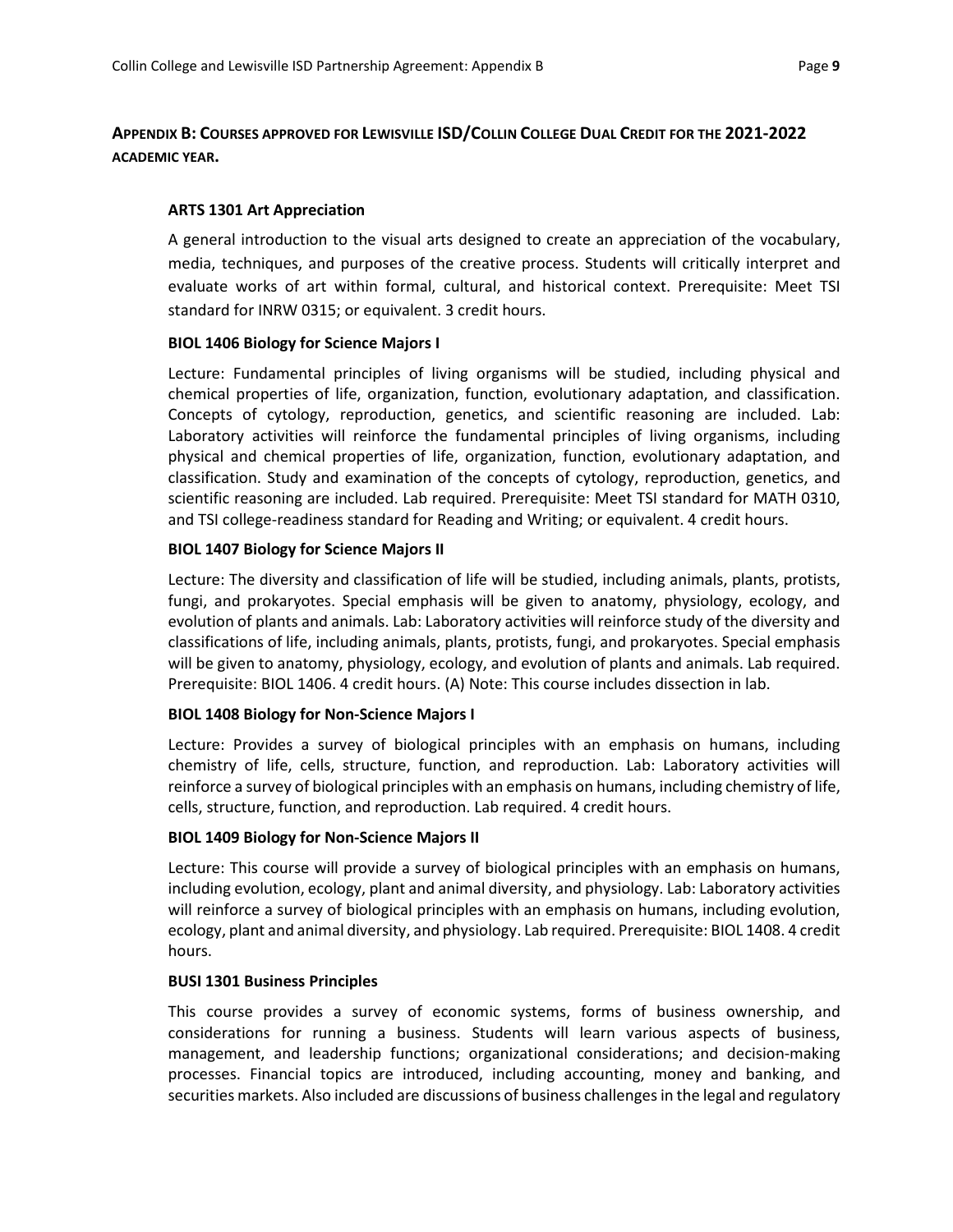## APPENDIX B: COURSES APPROVED FOR LEWISVILLE ISD/COLLIN COLLEGE DUAL CREDIT FOR THE 2021-2022 ACADEMIC YEAR.

**ARTS 1301 Art Appreciation**

A general introduction to the visual arts designed to create an appreciation of the vocabulary, media, techniques, and purposes of the creative process. Students will critically interpret and evaluate works of art within formal, cultural, and historical context. Prerequisite: Meet TSI standard for INRW 0315; or equivalent. 3 credit hours.

**BIOL 1406 Biology for Science Majors I**

Lecture: Fundamental principles of living organisms will be studied, including physical and chemical properties of life, organization, function, evolutionary adaptation, and classification. Concepts of cytology, reproduction, genetics, and scientific reasoning are included. Lab: Laboratory activities will reinforce the fundamental principles of living organisms, including physical and chemical properties of life, organization, function, evolutionary adaptation, and classification. Study and examination of the concepts of cytology, reproduction, genetics, and scientific reasoning are included. Lab required. Prerequisite: Meet TSI standard for MATH 0310, and TSI college-readiness standard for Reading and Writing; or equivalent. 4 credit hours.

**BIOL 1407 Biology for Science Majors II**

Lecture: The diversity and classification of life will be studied, including animals, plants, protists, fungi, and prokaryotes. Special emphasis will be given to anatomy, physiology, ecology, and evolution of plants and animals. Lab: Laboratory activities will reinforce study of the diversity and classifications of life, including animals, plants, protists, fungi, and prokaryotes. Special emphasis will be given to anatomy, physiology, ecology, and evolution of plants and animals. Lab required. Prerequisite: BIOL 1406. 4 credit hours. (A) Note: This course includes dissection in lab.

**BIOL 1408 Biology for Non-Science Majors I**

Lecture: Provides a survey of biological principles with an emphasis on humans, including chemistry of life, cells, structure, function, and reproduction. Lab: Laboratory activities will reinforce a survey of biological principles with an emphasis on humans, including chemistry of life, cells, structure, function, and reproduction. Lab required. 4 credit hours.

**BIOL 1409 Biology for Non-Science Majors II**

Lecture: This course will provide a survey of biological principles with an emphasis on humans, including evolution, ecology, plant and animal diversity, and physiology. Lab: Laboratory activities will reinforce a survey of biological principles with an emphasis on humans, including evolution, ecology, plant and animal diversity, and physiology. Lab required. Prerequisite: BIOL 1408. 4 credit hours.

**BUSI 1301 Business Principles**

This course provides a survey of economic systems, forms of business ownership, and considerations for running a business. Students will learn various aspects of business, management, and leadership functions; organizational considerations; and decision-making processes. Financial topics are introduced, including accounting, money and banking, and securities markets. Also included are discussions of business challenges in the legal and regulatory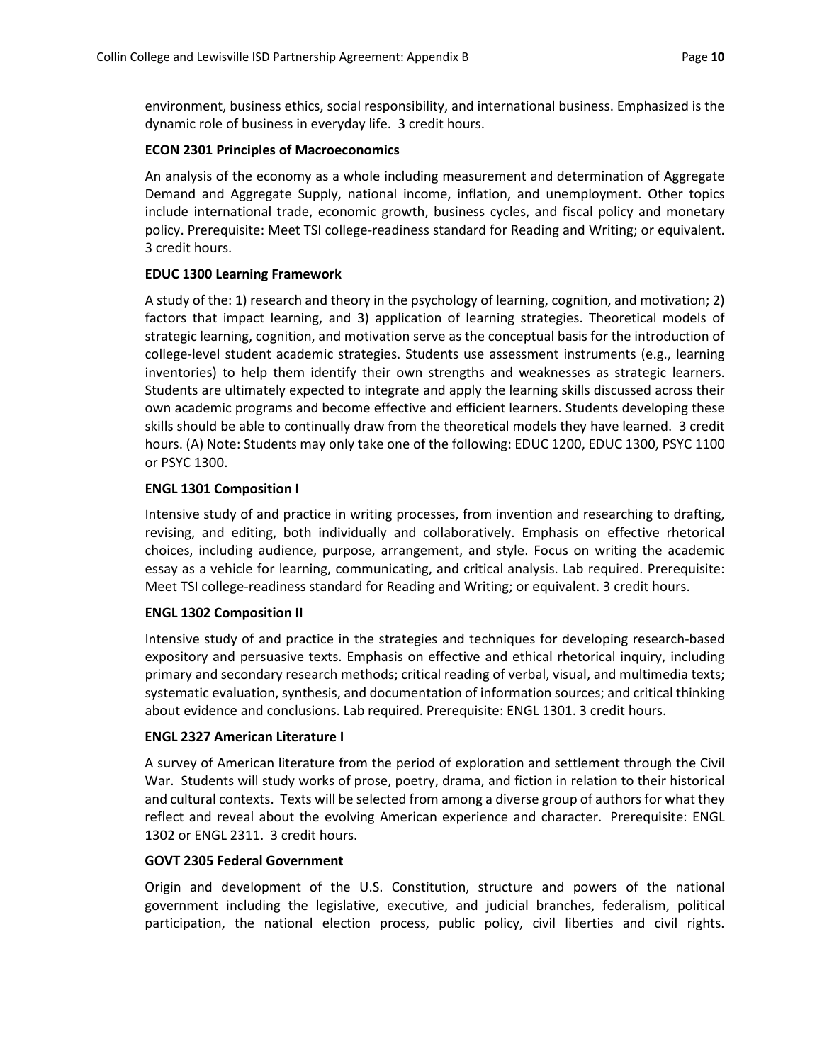environment, business ethics, social responsibility, and international business. Emphasized is the dynamic role of business in everyday life. 3 credit hours.

**ECON 2301 Principles of Macroeconomics**

An analysis of the economy as a whole including measurement and determination of Aggregate Demand and Aggregate Supply, national income, inflation, and unemployment. Other topics include international trade, economic growth, business cycles, and fiscal policy and monetary policy. Prerequisite: Meet TSI college-readiness standard for Reading and Writing; or equivalent. 3 credit hours.

**EDUC 1300 Learning Framework**

A study of the: 1) research and theory in the psychology of learning, cognition, and motivation; 2) factors that impact learning, and 3) application of learning strategies. Theoretical models of strategic learning, cognition, and motivation serve as the conceptual basis for the introduction of college-level student academic strategies. Students use assessment instruments (e.g., learning inventories) to help them identify their own strengths and weaknesses as strategic learners. Students are ultimately expected to integrate and apply the learning skills discussed across their own academic programs and become effective and efficient learners. Students developing these skills should be able to continually draw from the theoretical models they have learned. 3 credit hours. (A) Note: Students may only take one of the following: EDUC 1200, EDUC 1300, PSYC 1100 or PSYC 1300.

**ENGL 1301 Composition I**

Intensive study of and practice in writing processes, from invention and researching to drafting, revising, and editing, both individually and collaboratively. Emphasis on effective rhetorical choices, including audience, purpose, arrangement, and style. Focus on writing the academic essay as a vehicle for learning, communicating, and critical analysis. Lab required. Prerequisite: Meet TSI college-readiness standard for Reading and Writing; or equivalent. 3 credit hours.

**ENGL 1302 Composition II**

Intensive study of and practice in the strategies and techniques for developing research-based expository and persuasive texts. Emphasis on effective and ethical rhetorical inquiry, including primary and secondary research methods; critical reading of verbal, visual, and multimedia texts; systematic evaluation, synthesis, and documentation of information sources; and critical thinking about evidence and conclusions. Lab required. Prerequisite: ENGL 1301. 3 credit hours.

**ENGL 2327 American Literature I**

A survey of American literature from the period of exploration and settlement through the Civil War. Students will study works of prose, poetry, drama, and fiction in relation to their historical and cultural contexts. Texts will be selected from among a diverse group of authors for what they reflect and reveal about the evolving American experience and character. Prerequisite: ENGL 1302 or ENGL 2311. 3 credit hours.

**GOVT 2305 Federal Government**

Origin and development of the U.S. Constitution, structure and powers of the national government including the legislative, executive, and judicial branches, federalism, political participation, the national election process, public policy, civil liberties and civil rights.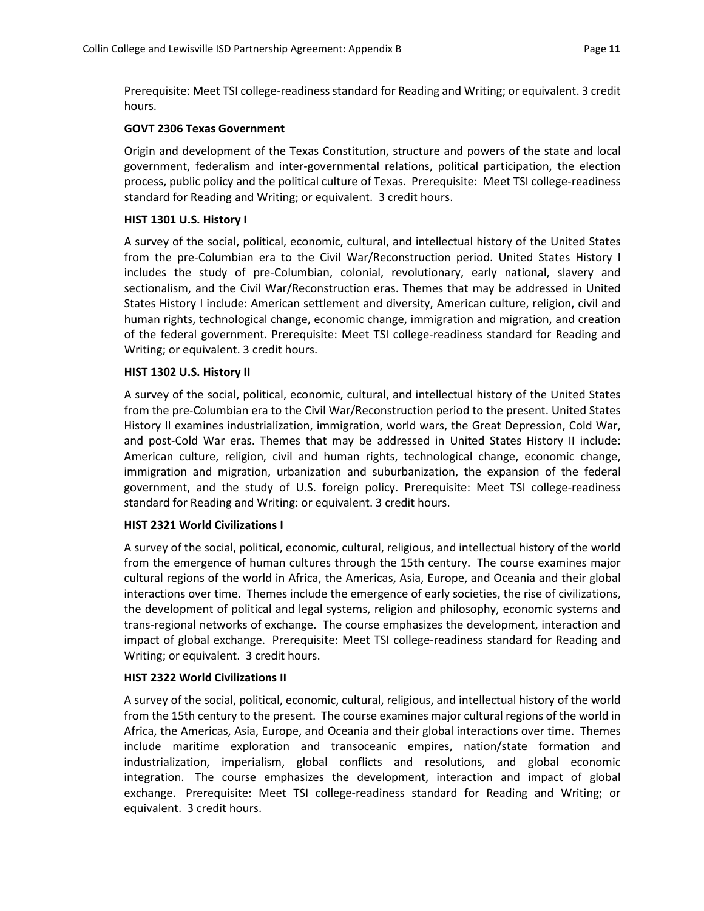Prerequisite: Meet TSI college-readiness standard for Reading and Writing; or equivalent. 3 credit hours.

**GOVT 2306 Texas Government**

Origin and development of the Texas Constitution, structure and powers of the state and local government, federalism and inter-governmental relations, political participation, the election process, public policy and the political culture of Texas. Prerequisite: Meet TSI college-readiness standard for Reading and Writing; or equivalent. 3 credit hours.

**HIST 1301 U.S. History I**

A survey of the social, political, economic, cultural, and intellectual history of the United States from the pre-Columbian era to the Civil War/Reconstruction period. United States History I includes the study of pre-Columbian, colonial, revolutionary, early national, slavery and sectionalism, and the Civil War/Reconstruction eras. Themes that may be addressed in United States History I include: American settlement and diversity, American culture, religion, civil and human rights, technological change, economic change, immigration and migration, and creation of the federal government. Prerequisite: Meet TSI college-readiness standard for Reading and Writing; or equivalent. 3 credit hours.

**HIST 1302 U.S. History II**

A survey of the social, political, economic, cultural, and intellectual history of the United States from the pre-Columbian era to the Civil War/Reconstruction period to the present. United States History II examines industrialization, immigration, world wars, the Great Depression, Cold War, and post-Cold War eras. Themes that may be addressed in United States History II include: American culture, religion, civil and human rights, technological change, economic change, immigration and migration, urbanization and suburbanization, the expansion of the federal government, and the study of U.S. foreign policy. Prerequisite: Meet TSI college-readiness standard for Reading and Writing: or equivalent. 3 credit hours.

**HIST 2321 World Civilizations I**

A survey of the social, political, economic, cultural, religious, and intellectual history of the world from the emergence of human cultures through the 15th century. The course examines major cultural regions of the world in Africa, the Americas, Asia, Europe, and Oceania and their global interactions over time. Themes include the emergence of early societies, the rise of civilizations, the development of political and legal systems, religion and philosophy, economic systems and trans-regional networks of exchange. The course emphasizes the development, interaction and impact of global exchange. Prerequisite: Meet TSI college-readiness standard for Reading and Writing; or equivalent. 3 credit hours.

**HIST 2322 World Civilizations II**

A survey of the social, political, economic, cultural, religious, and intellectual history of the world from the 15th century to the present. The course examines major cultural regions of the world in Africa, the Americas, Asia, Europe, and Oceania and their global interactions over time. Themes include maritime exploration and transoceanic empires, nation/state formation and industrialization, imperialism, global conflicts and resolutions, and global economic integration. The course emphasizes the development, interaction and impact of global exchange. Prerequisite: Meet TSI college-readiness standard for Reading and Writing; or equivalent. 3 credit hours.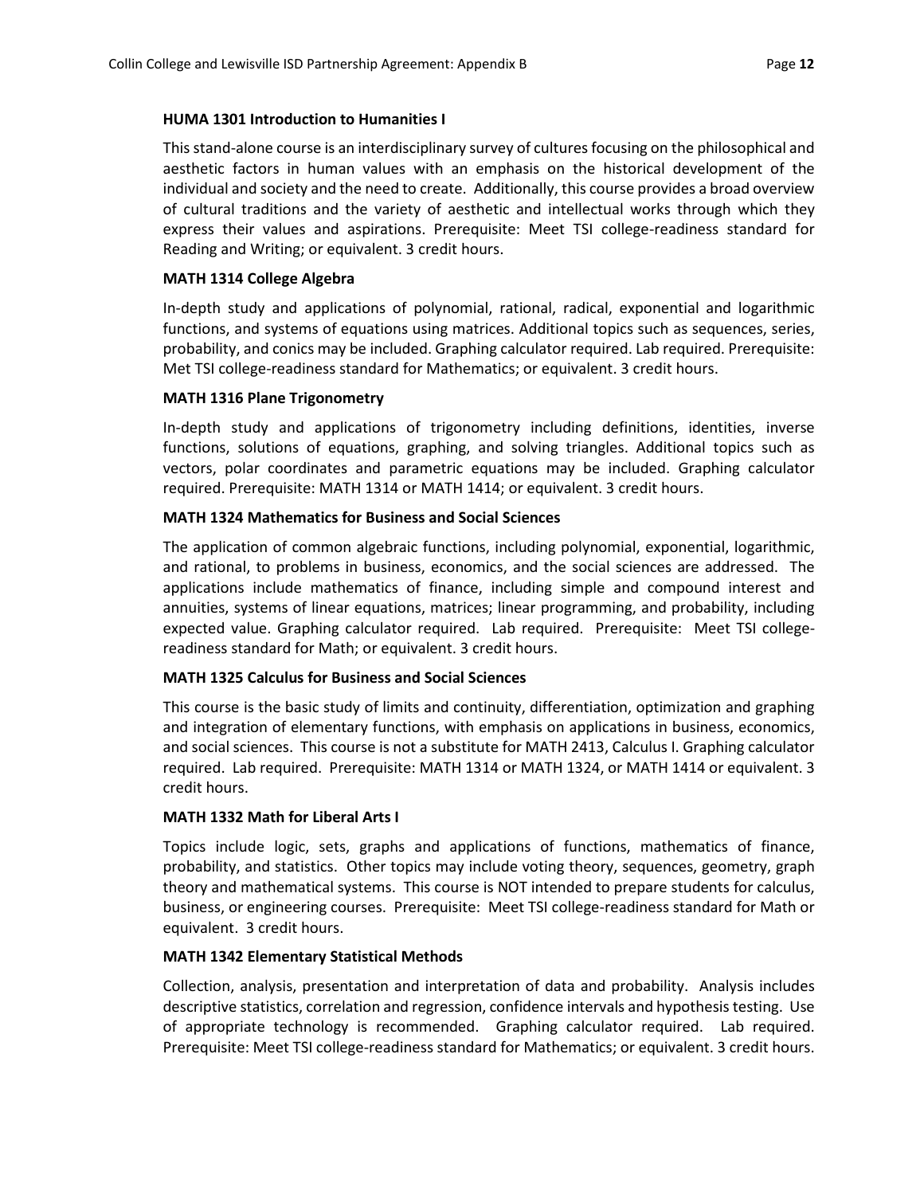**HUMA 1301 Introduction to Humanities I**

This stand-alone course is an interdisciplinary survey of cultures focusing on the philosophical and aesthetic factors in human values with an emphasis on the historical development of the individual and society and the need to create. Additionally, this course provides a broad overview of cultural traditions and the variety of aesthetic and intellectual works through which they express their values and aspirations. Prerequisite: Meet TSI college-readiness standard for Reading and Writing; or equivalent. 3 credit hours.

**MATH 1314 College Algebra**

In-depth study and applications of polynomial, rational, radical, exponential and logarithmic functions, and systems of equations using matrices. Additional topics such as sequences, series, probability, and conics may be included. Graphing calculator required. Lab required. Prerequisite: Met TSI college-readiness standard for Mathematics; or equivalent. 3 credit hours.

**MATH 1316 Plane Trigonometry**

In-depth study and applications of trigonometry including definitions, identities, inverse functions, solutions of equations, graphing, and solving triangles. Additional topics such as vectors, polar coordinates and parametric equations may be included. Graphing calculator required. Prerequisite: MATH 1314 or MATH 1414; or equivalent. 3 credit hours.

**MATH 1324 Mathematics for Business and Social Sciences**

The application of common algebraic functions, including polynomial, exponential, logarithmic, and rational, to problems in business, economics, and the social sciences are addressed. The applications include mathematics of finance, including simple and compound interest and annuities, systems of linear equations, matrices; linear programming, and probability, including expected value. Graphing calculator required. Lab required. Prerequisite: Meet TSI college-readiness standard for Math; or equivalent. 3 credit hours.

**MATH 1325 Calculus for Business and Social Sciences**

This course is the basic study of limits and continuity, differentiation, optimization and graphing and integration of elementary functions, with emphasis on applications in business, economics, and social sciences. This course is not a substitute for MATH 2413, Calculus I. Graphing calculator required. Lab required. Prerequisite: MATH 1314 or MATH 1324, or MATH 1414 or equivalent. 3 credit hours.

**MATH 1332 Math for Liberal Arts I**

Topics include logic, sets, graphs and applications of functions, mathematics of finance, probability, and statistics. Other topics may include voting theory, sequences, geometry, graph theory and mathematical systems. This course is NOT intended to prepare students for calculus, business, or engineering courses. Prerequisite: Meet TSI college-readiness standard for Math or equivalent. 3 credit hours.

**MATH 1342 Elementary Statistical Methods**

Collection, analysis, presentation and interpretation of data and probability. Analysis includes descriptive statistics, correlation and regression, confidence intervals and hypothesis testing. Use of appropriate technology is recommended. Graphing calculator required. Lab required. Prerequisite: Meet TSI college-readiness standard for Mathematics; or equivalent. 3 credit hours.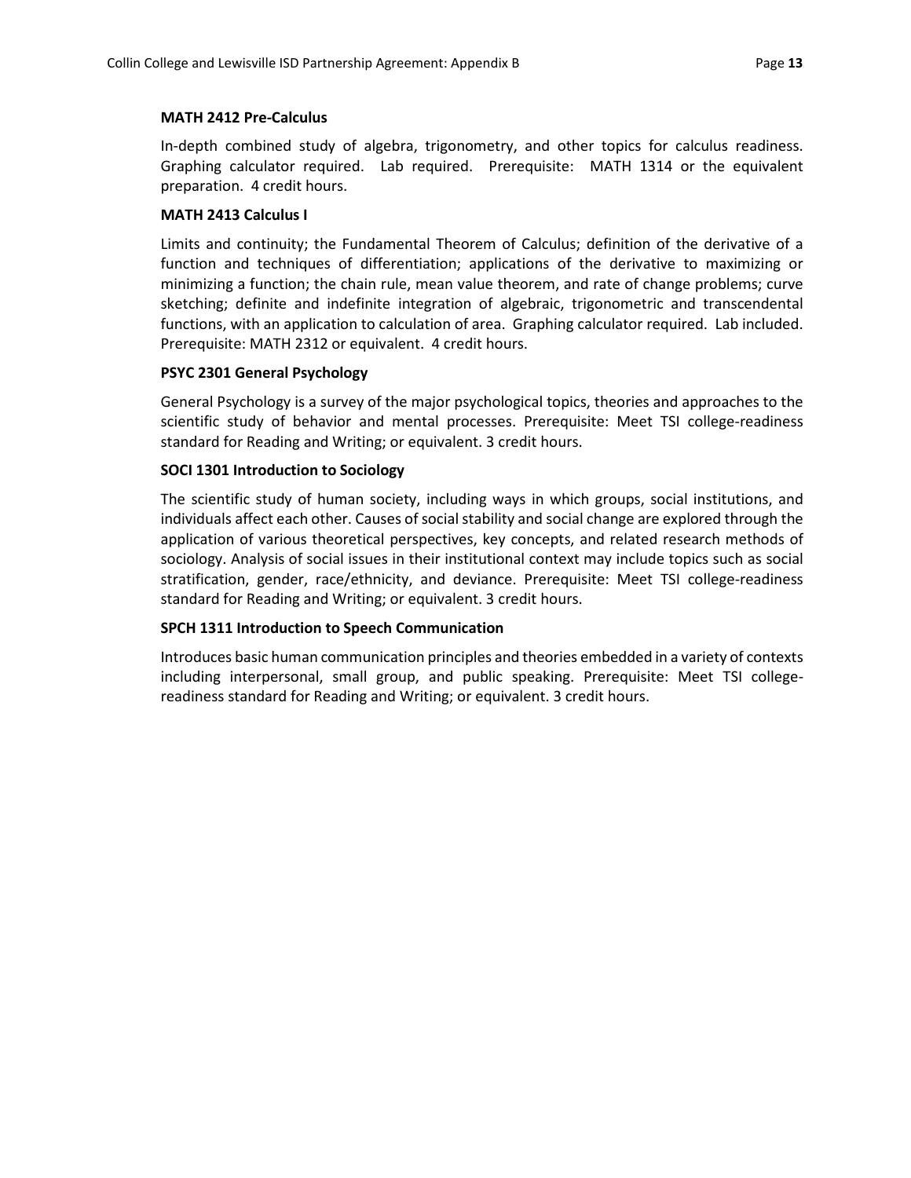**MATH 2412 Pre-Calculus**

In-depth combined study of algebra, trigonometry, and other topics for calculus readiness. Graphing calculator required. Lab required. Prerequisite: MATH 1314 or the equivalent preparation. 4 credit hours.

**MATH 2413 Calculus I**

Limits and continuity; the Fundamental Theorem of Calculus; definition of the derivative of a function and techniques of differentiation; applications of the derivative to maximizing or minimizing a function; the chain rule, mean value theorem, and rate of change problems; curve sketching; definite and indefinite integration of algebraic, trigonometric and transcendental functions, with an application to calculation of area. Graphing calculator required. Lab included. Prerequisite: MATH 2312 or equivalent. 4 credit hours.

**PSYC 2301 General Psychology**

General Psychology is a survey of the major psychological topics, theories and approaches to the scientific study of behavior and mental processes. Prerequisite: Meet TSI college-readiness standard for Reading and Writing; or equivalent. 3 credit hours.

**SOCI 1301 Introduction to Sociology**

The scientific study of human society, including ways in which groups, social institutions, and individuals affect each other. Causes of social stability and social change are explored through the application of various theoretical perspectives, key concepts, and related research methods of sociology. Analysis of social issues in their institutional context may include topics such as social stratification, gender, race/ethnicity, and deviance. Prerequisite: Meet TSI college-readiness standard for Reading and Writing; or equivalent. 3 credit hours.

**SPCH 1311 Introduction to Speech Communication**

Introduces basic human communication principles and theories embedded in a variety of contexts including interpersonal, small group, and public speaking. Prerequisite: Meet TSI college-readiness standard for Reading and Writing; or equivalent. 3 credit hours.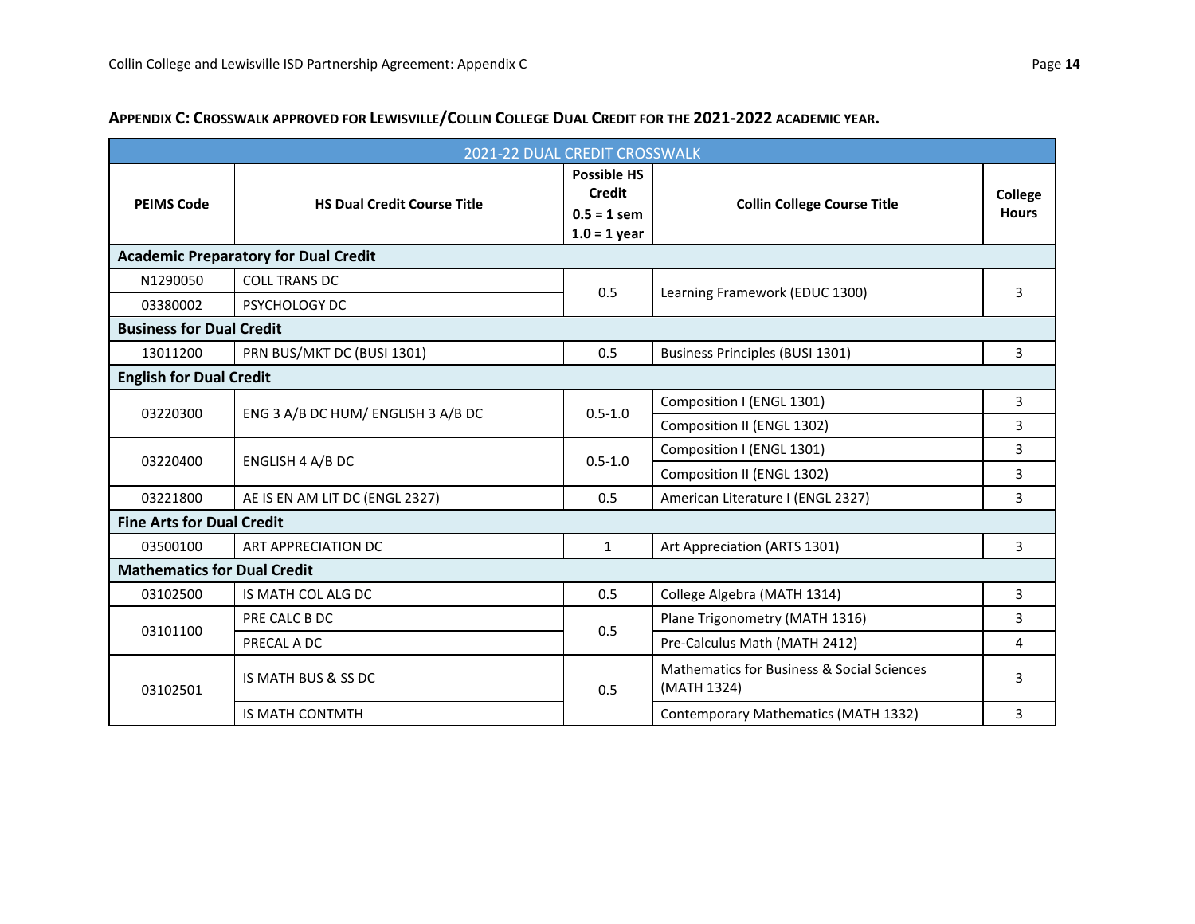## Appendix C: Crosswalk approved for Lewisville/Collin College Dual Credit for the 2021-2022 academic year.

| 2021-22 DUAL CREDIT CROSSWALK | | | | |
|---|---|---|---|---|
| **PEIMS Code** | **HS Dual Credit Course Title** | **Possible HS Credit 0.5 = 1 sem 1.0 = 1 year** | **Collin College Course Title** | **College Hours** |
| **Academic Preparatory for Dual Credit** | | | | |
| N1290050 | COLL TRANS DC | 0.5 | Learning Framework (EDUC 1300) | 3 |
| 03380002 | PSYCHOLOGY DC | | | |
| **Business for Dual Credit** | | | | |
| 13011200 | PRN BUS/MKT DC (BUSI 1301) | 0.5 | Business Principles (BUSI 1301) | 3 |
| **English for Dual Credit** | | | | |
| 03220300 | ENG 3 A/B DC HUM/ ENGLISH 3 A/B DC | 0.5-1.0 | Composition I (ENGL 1301) | 3 |
| | | | Composition II (ENGL 1302) | 3 |
| 03220400 | ENGLISH 4 A/B DC | 0.5-1.0 | Composition I (ENGL 1301) | 3 |
| | | | Composition II (ENGL 1302) | 3 |
| 03221800 | AE IS EN AM LIT DC (ENGL 2327) | 0.5 | American Literature I (ENGL 2327) | 3 |
| **Fine Arts for Dual Credit** | | | | |
| 03500100 | ART APPRECIATION DC | 1 | Art Appreciation (ARTS 1301) | 3 |
| **Mathematics for Dual Credit** | | | | |
| 03102500 | IS MATH COL ALG DC | 0.5 | College Algebra (MATH 1314) | 3 |
| 03101100 | PRE CALC B DC | 0.5 | Plane Trigonometry (MATH 1316) | 3 |
| | PRECAL A DC | | Pre-Calculus Math (MATH 2412) | 4 |
| 03102501 | IS MATH BUS & SS DC | 0.5 | Mathematics for Business & Social Sciences (MATH 1324) | 3 |
| | IS MATH CONTMTH | | Contemporary Mathematics (MATH 1332) | 3 |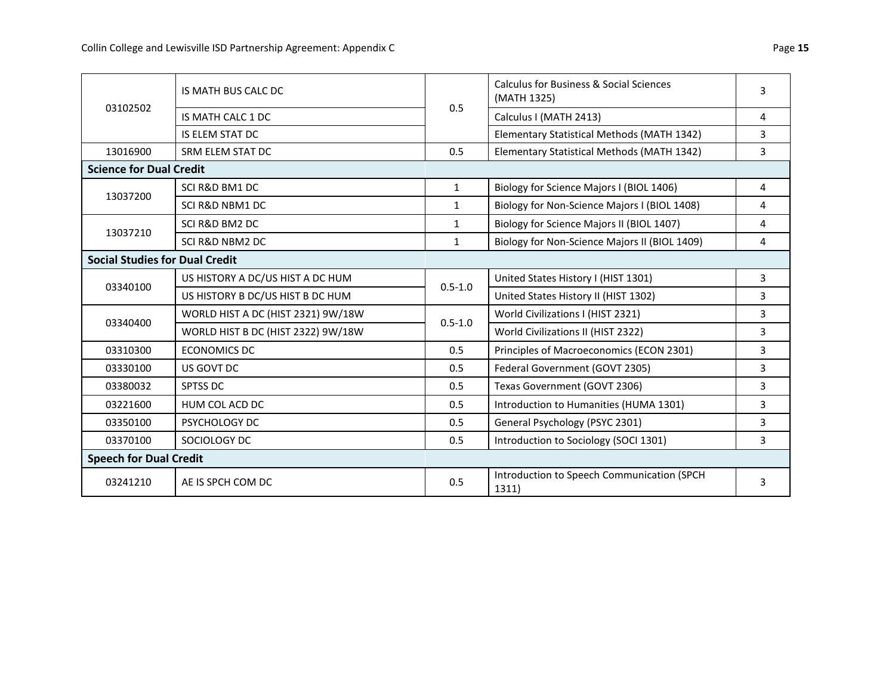| | | | | |
|---|---|---|---|---|
| 03102502 | IS MATH BUS CALC DC | 0.5 | Calculus for Business & Social Sciences (MATH 1325) | 3 |
| | IS MATH CALC 1 DC | | Calculus I (MATH 2413) | 4 |
| | IS ELEM STAT DC | | Elementary Statistical Methods (MATH 1342) | 3 |
| 13016900 | SRM ELEM STAT DC | 0.5 | Elementary Statistical Methods (MATH 1342) | 3 |
| **Science for Dual Credit** | | | | |
| 13037200 | SCI R&D BM1 DC | 1 | Biology for Science Majors I (BIOL 1406) | 4 |
| | SCI R&D NBM1 DC | 1 | Biology for Non-Science Majors I (BIOL 1408) | 4 |
| 13037210 | SCI R&D BM2 DC | 1 | Biology for Science Majors II (BIOL 1407) | 4 |
| | SCI R&D NBM2 DC | 1 | Biology for Non-Science Majors II (BIOL 1409) | 4 |
| **Social Studies for Dual Credit** | | | | |
| 03340100 | US HISTORY A DC/US HIST A DC HUM | 0.5-1.0 | United States History I (HIST 1301) | 3 |
| | US HISTORY B DC/US HIST B DC HUM | | United States History II (HIST 1302) | 3 |
| 03340400 | WORLD HIST A DC (HIST 2321) 9W/18W | 0.5-1.0 | World Civilizations I (HIST 2321) | 3 |
| | WORLD HIST B DC (HIST 2322) 9W/18W | | World Civilizations II (HIST 2322) | 3 |
| 03310300 | ECONOMICS DC | 0.5 | Principles of Macroeconomics (ECON 2301) | 3 |
| 03330100 | US GOVT DC | 0.5 | Federal Government (GOVT 2305) | 3 |
| 03380032 | SPTSS DC | 0.5 | Texas Government (GOVT 2306) | 3 |
| 03221600 | HUM COL ACD DC | 0.5 | Introduction to Humanities (HUMA 1301) | 3 |
| 03350100 | PSYCHOLOGY DC | 0.5 | General Psychology (PSYC 2301) | 3 |
| 03370100 | SOCIOLOGY DC | 0.5 | Introduction to Sociology (SOCI 1301) | 3 |
| **Speech for Dual Credit** | | | | |
| 03241210 | AE IS SPCH COM DC | 0.5 | Introduction to Speech Communication (SPCH 1311) | 3 |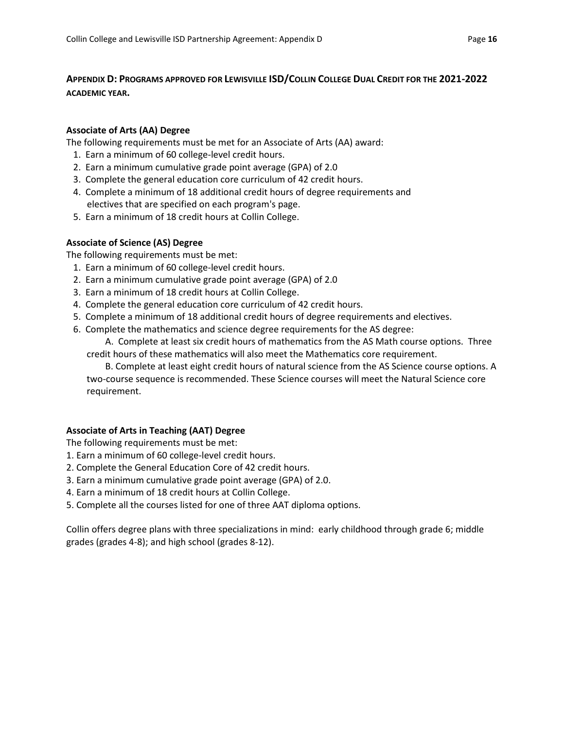## APPENDIX D: PROGRAMS APPROVED FOR LEWISVILLE ISD/COLLIN COLLEGE DUAL CREDIT FOR THE 2021-2022 ACADEMIC YEAR.

### Associate of Arts (AA) Degree

The following requirements must be met for an Associate of Arts (AA) award:

1. Earn a minimum of 60 college-level credit hours.
2. Earn a minimum cumulative grade point average (GPA) of 2.0
3. Complete the general education core curriculum of 42 credit hours.
4. Complete a minimum of 18 additional credit hours of degree requirements and electives that are specified on each program's page.
5. Earn a minimum of 18 credit hours at Collin College.

### Associate of Science (AS) Degree

The following requirements must be met:

1. Earn a minimum of 60 college-level credit hours.
2. Earn a minimum cumulative grade point average (GPA) of 2.0
3. Earn a minimum of 18 credit hours at Collin College.
4. Complete the general education core curriculum of 42 credit hours.
5. Complete a minimum of 18 additional credit hours of degree requirements and electives.
6. Complete the mathematics and science degree requirements for the AS degree:

   A. Complete at least six credit hours of mathematics from the AS Math course options. Three credit hours of these mathematics will also meet the Mathematics core requirement.

   B. Complete at least eight credit hours of natural science from the AS Science course options. A two-course sequence is recommended. These Science courses will meet the Natural Science core requirement.

### Associate of Arts in Teaching (AAT) Degree

The following requirements must be met:

1. Earn a minimum of 60 college-level credit hours.
2. Complete the General Education Core of 42 credit hours.
3. Earn a minimum cumulative grade point average (GPA) of 2.0.
4. Earn a minimum of 18 credit hours at Collin College.
5. Complete all the courses listed for one of three AAT diploma options.

Collin offers degree plans with three specializations in mind: early childhood through grade 6; middle grades (grades 4-8); and high school (grades 8-12).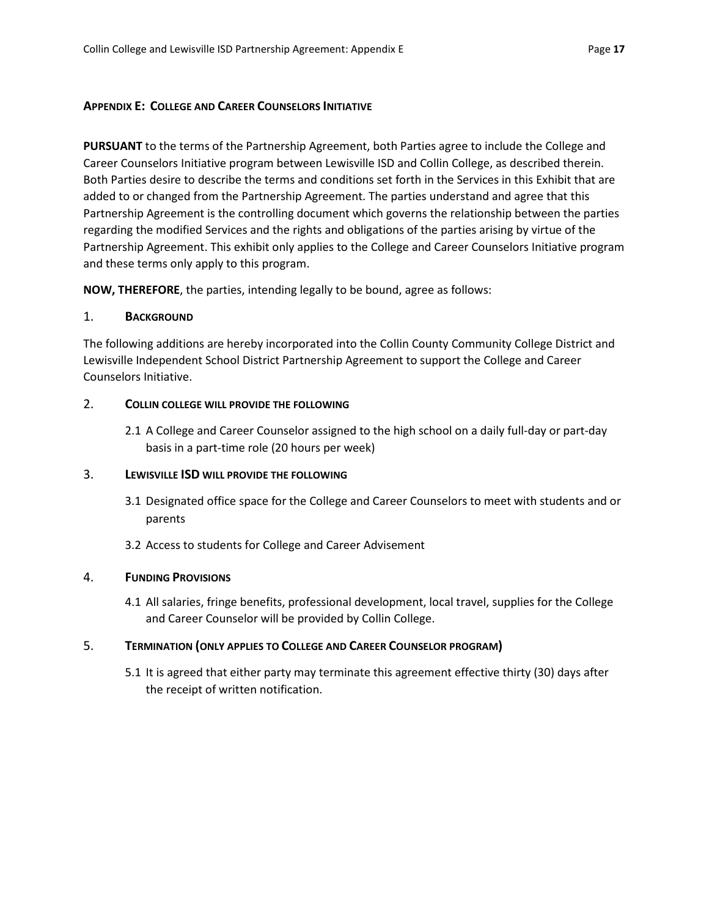## Appendix E: College and Career Counselors Initiative

**PURSUANT** to the terms of the Partnership Agreement, both Parties agree to include the College and Career Counselors Initiative program between Lewisville ISD and Collin College, as described therein. Both Parties desire to describe the terms and conditions set forth in the Services in this Exhibit that are added to or changed from the Partnership Agreement. The parties understand and agree that this Partnership Agreement is the controlling document which governs the relationship between the parties regarding the modified Services and the rights and obligations of the parties arising by virtue of the Partnership Agreement. This exhibit only applies to the College and Career Counselors Initiative program and these terms only apply to this program.

**NOW, THEREFORE**, the parties, intending legally to be bound, agree as follows:

### 1. Background

The following additions are hereby incorporated into the Collin County Community College District and Lewisville Independent School District Partnership Agreement to support the College and Career Counselors Initiative.

### 2. Collin College will provide the following

2.1 A College and Career Counselor assigned to the high school on a daily full-day or part-day basis in a part-time role (20 hours per week)

### 3. Lewisville ISD will provide the following

3.1 Designated office space for the College and Career Counselors to meet with students and or parents

3.2 Access to students for College and Career Advisement

### 4. Funding Provisions

4.1 All salaries, fringe benefits, professional development, local travel, supplies for the College and Career Counselor will be provided by Collin College.

### 5. Termination (only applies to College and Career Counselor program)

5.1 It is agreed that either party may terminate this agreement effective thirty (30) days after the receipt of written notification.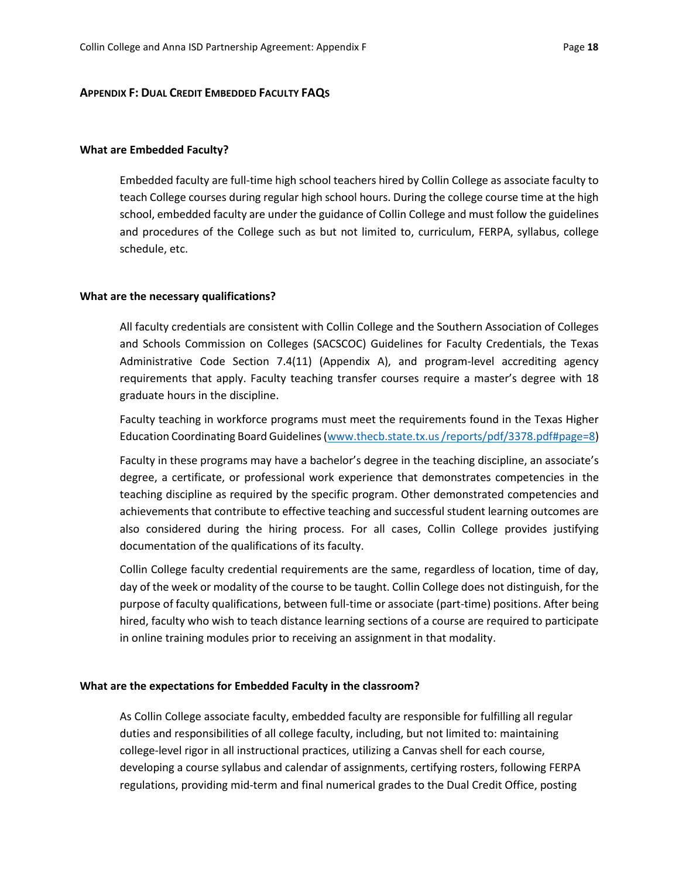## APPENDIX F: DUAL CREDIT EMBEDDED FACULTY FAQS

### What are Embedded Faculty?

Embedded faculty are full-time high school teachers hired by Collin College as associate faculty to teach College courses during regular high school hours. During the college course time at the high school, embedded faculty are under the guidance of Collin College and must follow the guidelines and procedures of the College such as but not limited to, curriculum, FERPA, syllabus, college schedule, etc.

### What are the necessary qualifications?

All faculty credentials are consistent with Collin College and the Southern Association of Colleges and Schools Commission on Colleges (SACSCOC) Guidelines for Faculty Credentials, the Texas Administrative Code Section 7.4(11) (Appendix A), and program-level accrediting agency requirements that apply. Faculty teaching transfer courses require a master's degree with 18 graduate hours in the discipline.

Faculty teaching in workforce programs must meet the requirements found in the Texas Higher Education Coordinating Board Guidelines (www.thecb.state.tx.us /reports/pdf/3378.pdf#page=8)

Faculty in these programs may have a bachelor's degree in the teaching discipline, an associate's degree, a certificate, or professional work experience that demonstrates competencies in the teaching discipline as required by the specific program. Other demonstrated competencies and achievements that contribute to effective teaching and successful student learning outcomes are also considered during the hiring process. For all cases, Collin College provides justifying documentation of the qualifications of its faculty.

Collin College faculty credential requirements are the same, regardless of location, time of day, day of the week or modality of the course to be taught. Collin College does not distinguish, for the purpose of faculty qualifications, between full-time or associate (part-time) positions. After being hired, faculty who wish to teach distance learning sections of a course are required to participate in online training modules prior to receiving an assignment in that modality.

### What are the expectations for Embedded Faculty in the classroom?

As Collin College associate faculty, embedded faculty are responsible for fulfilling all regular duties and responsibilities of all college faculty, including, but not limited to: maintaining college-level rigor in all instructional practices, utilizing a Canvas shell for each course, developing a course syllabus and calendar of assignments, certifying rosters, following FERPA regulations, providing mid-term and final numerical grades to the Dual Credit Office, posting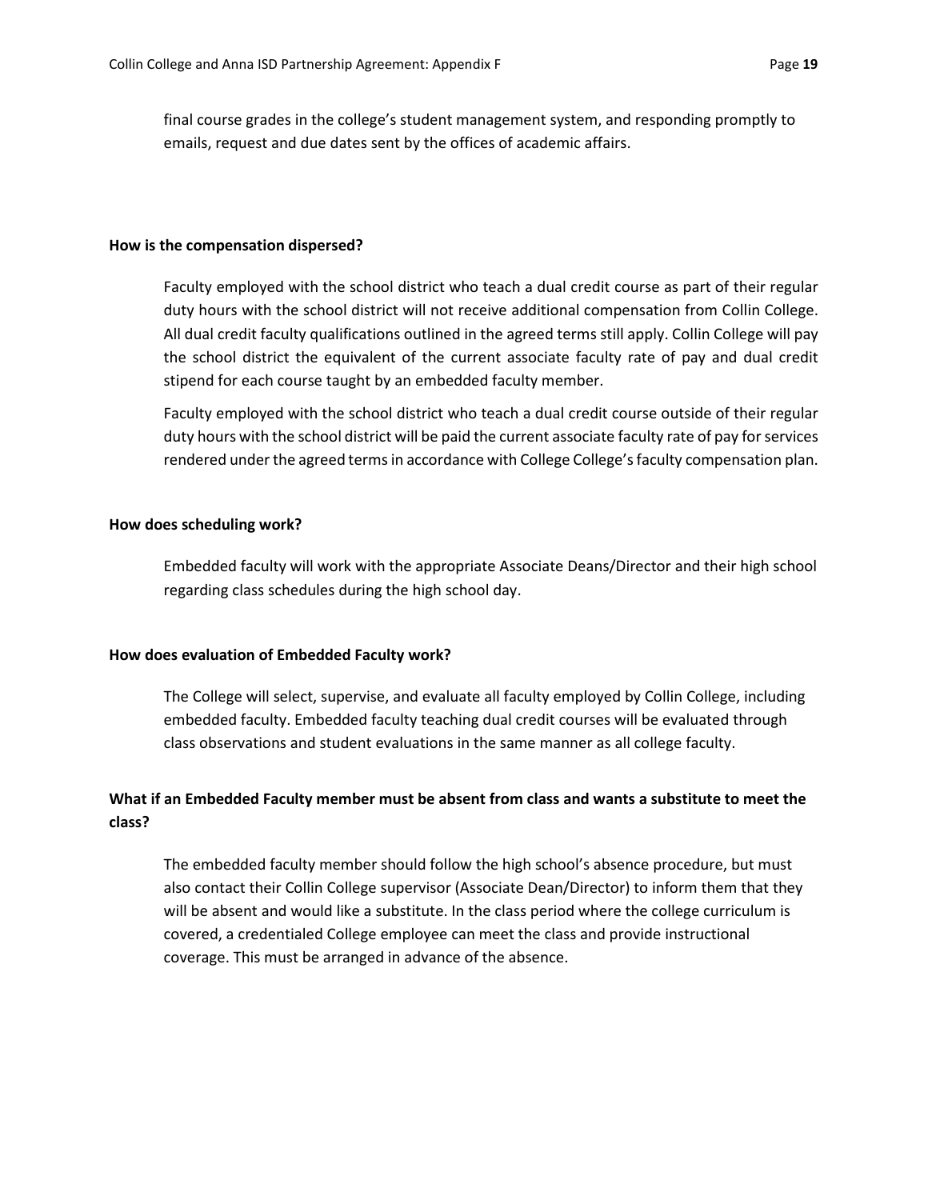final course grades in the college's student management system, and responding promptly to emails, request and due dates sent by the offices of academic affairs.

**How is the compensation dispersed?**

Faculty employed with the school district who teach a dual credit course as part of their regular duty hours with the school district will not receive additional compensation from Collin College. All dual credit faculty qualifications outlined in the agreed terms still apply. Collin College will pay the school district the equivalent of the current associate faculty rate of pay and dual credit stipend for each course taught by an embedded faculty member.

Faculty employed with the school district who teach a dual credit course outside of their regular duty hours with the school district will be paid the current associate faculty rate of pay for services rendered under the agreed terms in accordance with College College's faculty compensation plan.

**How does scheduling work?**

Embedded faculty will work with the appropriate Associate Deans/Director and their high school regarding class schedules during the high school day.

**How does evaluation of Embedded Faculty work?**

The College will select, supervise, and evaluate all faculty employed by Collin College, including embedded faculty. Embedded faculty teaching dual credit courses will be evaluated through class observations and student evaluations in the same manner as all college faculty.

**What if an Embedded Faculty member must be absent from class and wants a substitute to meet the class?**

The embedded faculty member should follow the high school's absence procedure, but must also contact their Collin College supervisor (Associate Dean/Director) to inform them that they will be absent and would like a substitute. In the class period where the college curriculum is covered, a credentialed College employee can meet the class and provide instructional coverage. This must be arranged in advance of the absence.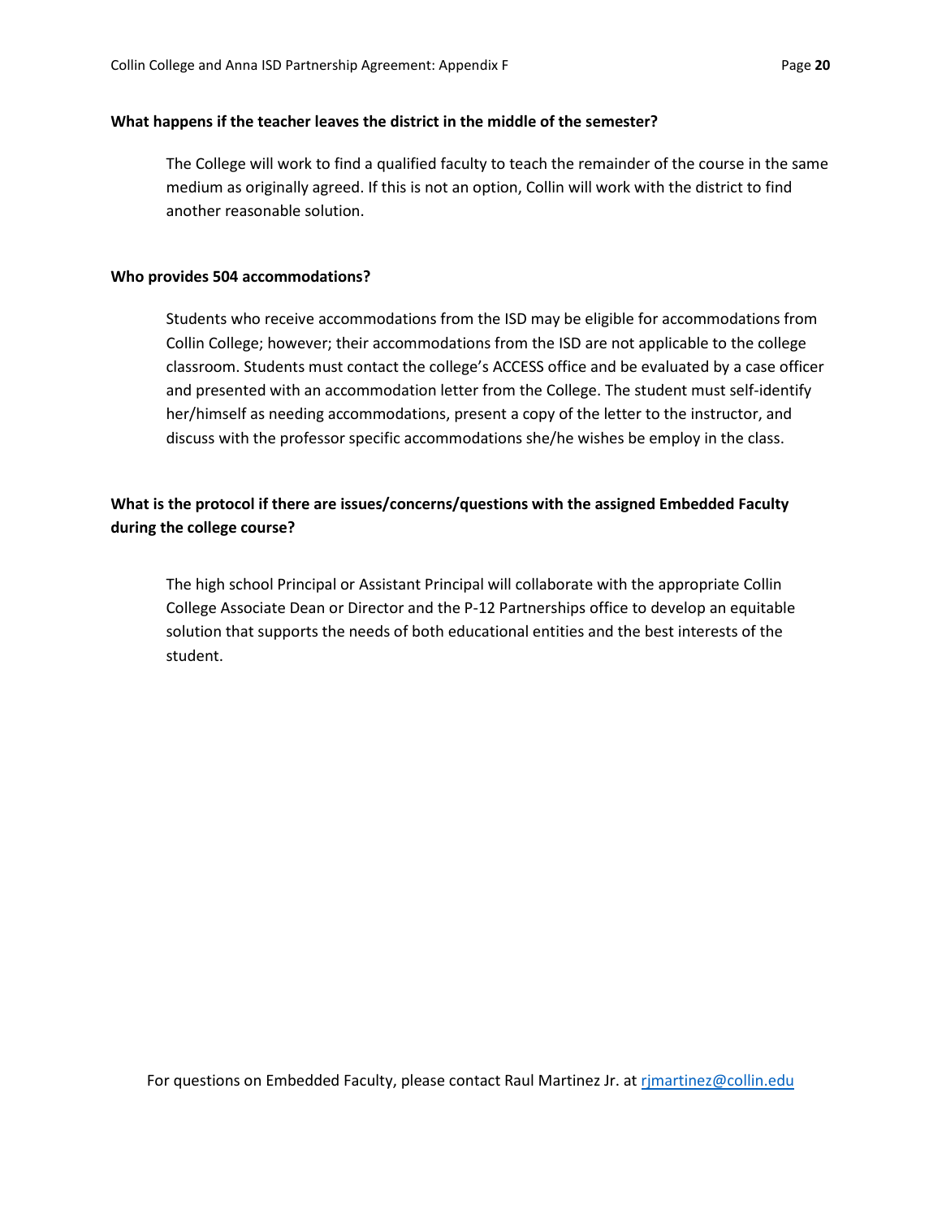**What happens if the teacher leaves the district in the middle of the semester?**

The College will work to find a qualified faculty to teach the remainder of the course in the same medium as originally agreed. If this is not an option, Collin will work with the district to find another reasonable solution.

**Who provides 504 accommodations?**

Students who receive accommodations from the ISD may be eligible for accommodations from Collin College; however; their accommodations from the ISD are not applicable to the college classroom. Students must contact the college's ACCESS office and be evaluated by a case officer and presented with an accommodation letter from the College. The student must self-identify her/himself as needing accommodations, present a copy of the letter to the instructor, and discuss with the professor specific accommodations she/he wishes be employ in the class.

**What is the protocol if there are issues/concerns/questions with the assigned Embedded Faculty during the college course?**

The high school Principal or Assistant Principal will collaborate with the appropriate Collin College Associate Dean or Director and the P-12 Partnerships office to develop an equitable solution that supports the needs of both educational entities and the best interests of the student.

For questions on Embedded Faculty, please contact Raul Martinez Jr. at rjmartinez@collin.edu